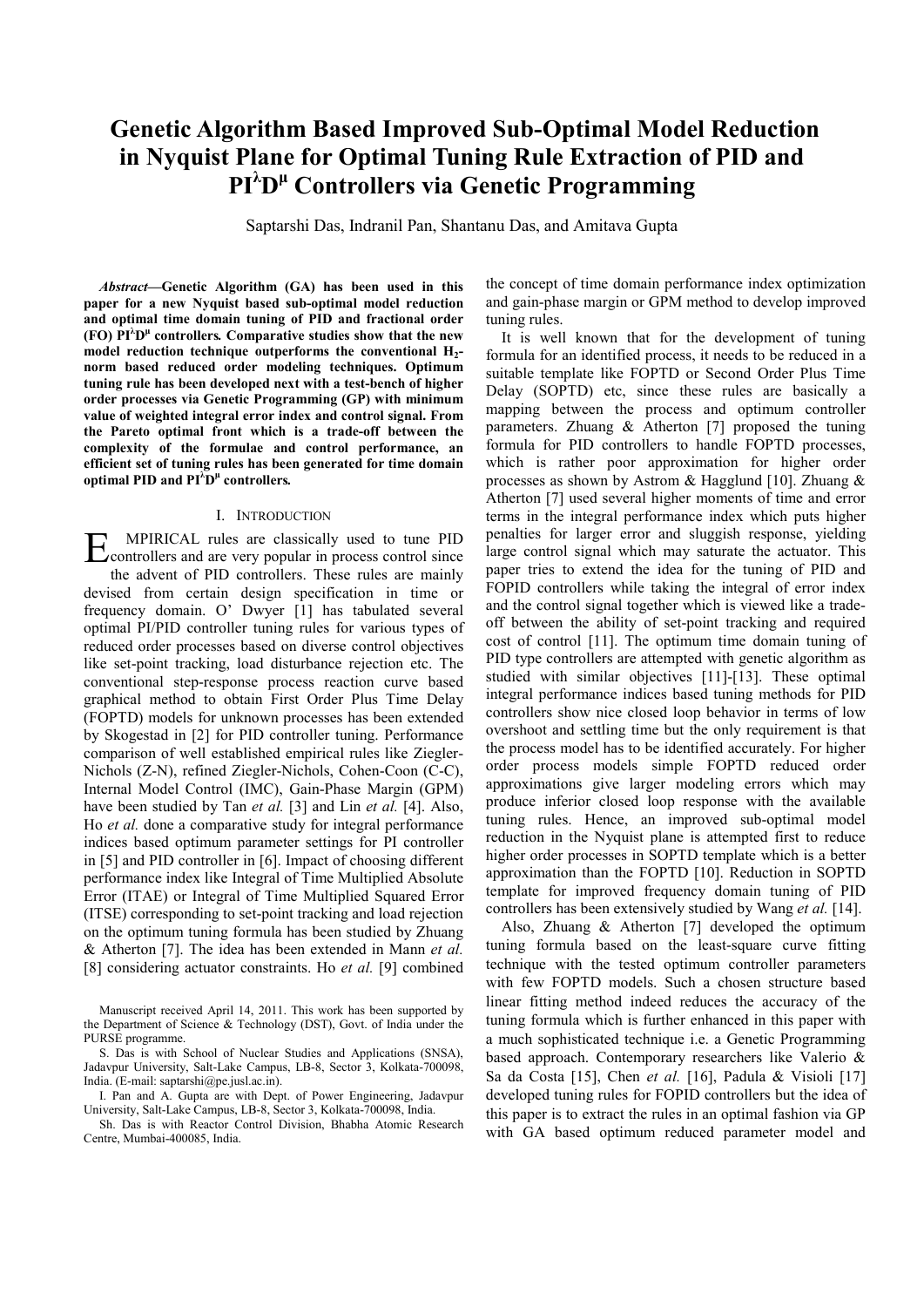# Genetic Algorithm Based Improved Sub-Optimal Model Reduction in Nyquist Plane for Optimal Tuning Rule Extraction of PID and $PI^{\lambda}D^{\mu}$ Controllers via Genetic Programming

Saptarshi Das, Indranil Pan, Shantanu Das, and Amitava Gupta

***Abstract*—Genetic Algorithm (GA) has been used in this paper for a new Nyquist based sub-optimal model reduction and optimal time domain tuning of PID and fractional order (FO) $PI^{\lambda}D^{\mu}$ controllers. Comparative studies show that the new model reduction technique outperforms the conventional $H_2$-norm based reduced order modeling techniques. Optimum tuning rule has been developed next with a test-bench of higher order processes via Genetic Programming (GP) with minimum value of weighted integral error index and control signal. From the Pareto optimal front which is a trade-off between the complexity of the formulae and control performance, an efficient set of tuning rules has been generated for time domain optimal PID and $PI^{\lambda}D^{\mu}$ controllers.**

## I. Introduction

EMPIRICAL rules are classically used to tune PID controllers and are very popular in process control since the advent of PID controllers. These rules are mainly devised from certain design specification in time or frequency domain. O' Dwyer [1] has tabulated several optimal PI/PID controller tuning rules for various types of reduced order processes based on diverse control objectives like set-point tracking, load disturbance rejection etc. The conventional step-response process reaction curve based graphical method to obtain First Order Plus Time Delay (FOPTD) models for unknown processes has been extended by Skogestad in [2] for PID controller tuning. Performance comparison of well established empirical rules like Ziegler-Nichols (Z-N), refined Ziegler-Nichols, Cohen-Coon (C-C), Internal Model Control (IMC), Gain-Phase Margin (GPM) have been studied by Tan *et al.* [3] and Lin *et al.* [4]. Also, Ho *et al.* done a comparative study for integral performance indices based optimum parameter settings for PI controller in [5] and PID controller in [6]. Impact of choosing different performance index like Integral of Time Multiplied Absolute Error (ITAE) or Integral of Time Multiplied Squared Error (ITSE) corresponding to set-point tracking and load rejection on the optimum tuning formula has been studied by Zhuang & Atherton [7]. The idea has been extended in Mann *et al.* [8] considering actuator constraints. Ho *et al.* [9] combined the concept of time domain performance index optimization and gain-phase margin or GPM method to develop improved tuning rules.

It is well known that for the development of tuning formula for an identified process, it needs to be reduced in a suitable template like FOPTD or Second Order Plus Time Delay (SOPTD) etc, since these rules are basically a mapping between the process and optimum controller parameters. Zhuang & Atherton [7] proposed the tuning formula for PID controllers to handle FOPTD processes, which is rather poor approximation for higher order processes as shown by Astrom & Hagglund [10]. Zhuang & Atherton [7] used several higher moments of time and error terms in the integral performance index which puts higher penalties for larger error and sluggish response, yielding large control signal which may saturate the actuator. This paper tries to extend the idea for the tuning of PID and FOPID controllers while taking the integral of error index and the control signal together which is viewed like a trade-off between the ability of set-point tracking and required cost of control [11]. The optimum time domain tuning of PID type controllers are attempted with genetic algorithm as studied with similar objectives [11]-[13]. These optimal integral performance indices based tuning methods for PID controllers show nice closed loop behavior in terms of low overshoot and settling time but the only requirement is that the process model has to be identified accurately. For higher order process models simple FOPTD reduced order approximations give larger modeling errors which may produce inferior closed loop response with the available tuning rules. Hence, an improved sub-optimal model reduction in the Nyquist plane is attempted first to reduce higher order processes in SOPTD template which is a better approximation than the FOPTD [10]. Reduction in SOPTD template for improved frequency domain tuning of PID controllers has been extensively studied by Wang *et al.* [14].

Also, Zhuang & Atherton [7] developed the optimum tuning formula based on the least-square curve fitting technique with the tested optimum controller parameters with few FOPTD models. Such a chosen structure based linear fitting method indeed reduces the accuracy of the tuning formula which is further enhanced in this paper with a much sophisticated technique i.e. a Genetic Programming based approach. Contemporary researchers like Valerio & Sa da Costa [15], Chen *et al.* [16], Padula & Visioli [17] developed tuning rules for FOPID controllers but the idea of this paper is to extract the rules in an optimal fashion via GP with GA based optimum reduced parameter model and

---

Manuscript received April 14, 2011. This work has been supported by the Department of Science & Technology (DST), Govt. of India under the PURSE programme.

S. Das is with School of Nuclear Studies and Applications (SNSA), Jadavpur University, Salt-Lake Campus, LB-8, Sector 3, Kolkata-700098, India. (E-mail: saptarshi@pe.jusl.ac.in).

I. Pan and A. Gupta are with Dept. of Power Engineering, Jadavpur University, Salt-Lake Campus, LB-8, Sector 3, Kolkata-700098, India.

Sh. Das is with Reactor Control Division, Bhabha Atomic Research Centre, Mumbai-400085, India.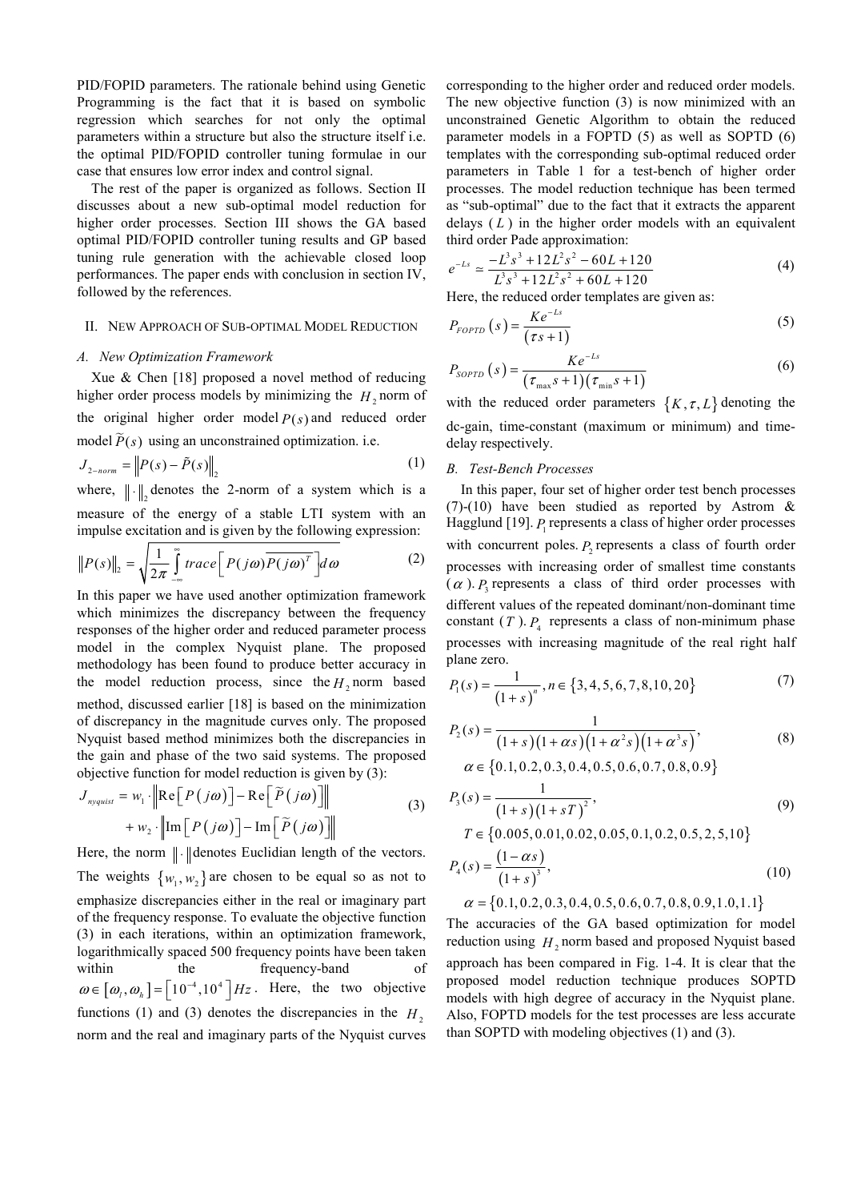PID/FOPID parameters. The rationale behind using Genetic Programming is the fact that it is based on symbolic regression which searches for not only the optimal parameters within a structure but also the structure itself i.e. the optimal PID/FOPID controller tuning formulae in our case that ensures low error index and control signal.

The rest of the paper is organized as follows. Section II discusses about a new sub-optimal model reduction for higher order processes. Section III shows the GA based optimal PID/FOPID controller tuning results and GP based tuning rule generation with the achievable closed loop performances. The paper ends with conclusion in section IV, followed by the references.

## II. New Approach of Sub-optimal Model Reduction

### A. New Optimization Framework

Xue & Chen [18] proposed a novel method of reducing higher order process models by minimizing the $H_2$ norm of the original higher order model $P(s)$ and reduced order model $\widetilde{P}(s)$ using an unconstrained optimization. i.e.

$$J_{2-norm} = \left\| P(s) - \tilde{P}(s) \right\|_2 \tag{1}$$

where, $\|\cdot\|_2$ denotes the 2-norm of a system which is a measure of the energy of a stable LTI system with an impulse excitation and is given by the following expression:

$$\|P(s)\|_2 = \sqrt{\frac{1}{2\pi}\int_{-\infty}^{\infty} trace\left[P(j\omega)\overline{P(j\omega)}^T\right]d\omega} \tag{2}$$

In this paper we have used another optimization framework which minimizes the discrepancy between the frequency responses of the higher order and reduced parameter process model in the complex Nyquist plane. The proposed methodology has been found to produce better accuracy in the model reduction process, since the $H_2$ norm based method, discussed earlier [18] is based on the minimization of discrepancy in the magnitude curves only. The proposed Nyquist based method minimizes both the discrepancies in the gain and phase of the two said systems. The proposed objective function for model reduction is given by (3):

$$\begin{aligned} J_{nyquist} &= w_1 \cdot \left\| \mathrm{Re}\left[P(j\omega)\right] - \mathrm{Re}\left[\widetilde{P}(j\omega)\right] \right\| \\ &+ w_2 \cdot \left\| \mathrm{Im}\left[P(j\omega)\right] - \mathrm{Im}\left[\widetilde{P}(j\omega)\right] \right\| \end{aligned} \tag{3}$$

Here, the norm $\|\cdot\|$ denotes Euclidian length of the vectors. The weights $\{w_1, w_2\}$ are chosen to be equal so as not to emphasize discrepancies either in the real or imaginary part of the frequency response. To evaluate the objective function (3) in each iterations, within an optimization framework, logarithmically spaced 500 frequency points have been taken within the frequency-band of $\omega \in [\omega_l, \omega_h] = \left[10^{-4}, 10^{4}\right] Hz$. Here, the two objective functions (1) and (3) denotes the discrepancies in the $H_2$ norm and the real and imaginary parts of the Nyquist curves corresponding to the higher order and reduced order models. The new objective function (3) is now minimized with an unconstrained Genetic Algorithm to obtain the reduced parameter models in a FOPTD (5) as well as SOPTD (6) templates with the corresponding sub-optimal reduced order parameters in Table 1 for a test-bench of higher order processes. The model reduction technique has been termed as "sub-optimal" due to the fact that it extracts the apparent delays ($L$) in the higher order models with an equivalent third order Pade approximation:

$$e^{-Ls} \simeq \frac{-L^3s^3 + 12L^2s^2 - 60L + 120}{L^3s^3 + 12L^2s^2 + 60L + 120} \tag{4}$$

Here, the reduced order templates are given as:

$$P_{FOPTD}(s) = \frac{Ke^{-Ls}}{(\tau s + 1)} \tag{5}$$

$$P_{SOPTD}(s) = \frac{Ke^{-Ls}}{(\tau_{\max}s + 1)(\tau_{\min}s + 1)} \tag{6}$$

with the reduced order parameters $\{K, \tau, L\}$ denoting the dc-gain, time-constant (maximum or minimum) and time-delay respectively.

### B. Test-Bench Processes

In this paper, four set of higher order test bench processes (7)-(10) have been studied as reported by Astrom & Hagglund [19]. $P_1$ represents a class of higher order processes with concurrent poles. $P_2$ represents a class of fourth order processes with increasing order of smallest time constants ($\alpha$). $P_3$ represents a class of third order processes with different values of the repeated dominant/non-dominant time constant ($T$). $P_4$ represents a class of non-minimum phase processes with increasing magnitude of the real right half plane zero.

$$P_1(s) = \frac{1}{(1+s)^n}, n \in \{3,4,5,6,7,8,10,20\} \tag{7}$$

$$P_2(s) = \frac{1}{(1+s)(1+\alpha s)(1+\alpha^2 s)(1+\alpha^3 s)}, \quad \alpha \in \{0.1,0.2,0.3,0.4,0.5,0.6,0.7,0.8,0.9\} \tag{8}$$

$$P_3(s) = \frac{1}{(1+s)(1+sT)^2}, \quad T \in \{0.005,0.01,0.02,0.05,0.1,0.2,0.5,2,5,10\} \tag{9}$$

$$P_4(s) = \frac{(1-\alpha s)}{(1+s)^3}, \quad \alpha = \{0.1,0.2,0.3,0.4,0.5,0.6,0.7,0.8,0.9,1.0,1.1\} \tag{10}$$

The accuracies of the GA based optimization for model reduction using $H_2$ norm based and proposed Nyquist based approach has been compared in Fig. 1-4. It is clear that the proposed model reduction technique produces SOPTD models with high degree of accuracy in the Nyquist plane. Also, FOPTD models for the test processes are less accurate than SOPTD with modeling objectives (1) and (3).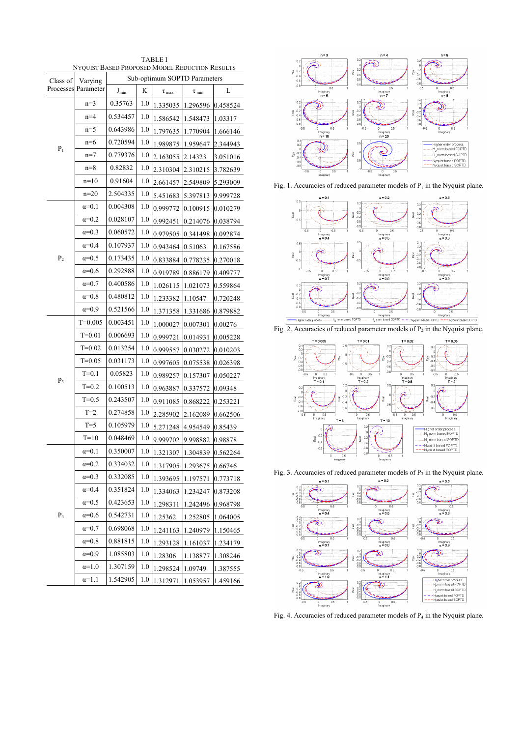TABLE I

NYQUIST BASED PROPOSED MODEL REDUCTION RESULTS

| Class of Processes | Varying Parameter | Sub-optimum SOPTD Parameters | | | | |
|---|---|---|---|---|---|---|
| | | $J_{min}$ | K | $\tau_{max}$ | $\tau_{min}$ | L |
| $P_1$ | n=3 | 0.35763 | 1.0 | 1.335035 | 1.296596 | 0.458524 |
| | n=4 | 0.534457 | 1.0 | 1.586542 | 1.548473 | 1.03317 |
| | n=5 | 0.643986 | 1.0 | 1.797635 | 1.770904 | 1.666146 |
| | n=6 | 0.720594 | 1.0 | 1.989875 | 1.959647 | 2.344943 |
| | n=7 | 0.779376 | 1.0 | 2.163055 | 2.14323 | 3.051016 |
| | n=8 | 0.82832 | 1.0 | 2.310304 | 2.310215 | 3.782639 |
| | n=10 | 0.91604 | 1.0 | 2.661457 | 2.549809 | 5.293009 |
| | n=20 | 2.504335 | 1.0 | 5.451683 | 5.397813 | 9.999728 |
| $P_2$ | α=0.1 | 0.004308 | 1.0 | 0.999772 | 0.100915 | 0.010279 |
| | α=0.2 | 0.028107 | 1.0 | 0.992451 | 0.214076 | 0.038794 |
| | α=0.3 | 0.060572 | 1.0 | 0.979505 | 0.341498 | 0.092874 |
| | α=0.4 | 0.107937 | 1.0 | 0.943464 | 0.51063 | 0.167586 |
| | α=0.5 | 0.173435 | 1.0 | 0.833884 | 0.778235 | 0.270018 |
| | α=0.6 | 0.292888 | 1.0 | 0.919789 | 0.886179 | 0.409777 |
| | α=0.7 | 0.400586 | 1.0 | 1.026115 | 1.021073 | 0.559864 |
| | α=0.8 | 0.480812 | 1.0 | 1.233382 | 1.10547 | 0.720248 |
| | α=0.9 | 0.521566 | 1.0 | 1.371358 | 1.331686 | 0.879882 |
| $P_3$ | T=0.005 | 0.003451 | 1.0 | 1.000027 | 0.007301 | 0.00276 |
| | T=0.01 | 0.006693 | 1.0 | 0.999721 | 0.014931 | 0.005228 |
| | T=0.02 | 0.013254 | 1.0 | 0.999557 | 0.030272 | 0.010203 |
| | T=0.05 | 0.031173 | 1.0 | 0.997605 | 0.075538 | 0.026398 |
| | T=0.1 | 0.05823 | 1.0 | 0.989257 | 0.157307 | 0.050227 |
| | T=0.2 | 0.100513 | 1.0 | 0.963887 | 0.337572 | 0.09348 |
| | T=0.5 | 0.243507 | 1.0 | 0.911085 | 0.868222 | 0.253221 |
| | T=2 | 0.274858 | 1.0 | 2.285902 | 2.162089 | 0.662506 |
| | T=5 | 0.105979 | 1.0 | 5.271248 | 4.954549 | 0.85439 |
| | T=10 | 0.048469 | 1.0 | 9.999702 | 9.998882 | 0.98878 |
| $P_4$ | α=0.1 | 0.350007 | 1.0 | 1.321307 | 1.304839 | 0.562264 |
| | α=0.2 | 0.334032 | 1.0 | 1.317905 | 1.293675 | 0.66746 |
| | α=0.3 | 0.332085 | 1.0 | 1.393695 | 1.197571 | 0.773718 |
| | α=0.4 | 0.351824 | 1.0 | 1.334063 | 1.234247 | 0.873208 |
| | α=0.5 | 0.423653 | 1.0 | 1.298311 | 1.242496 | 0.968798 |
| | α=0.6 | 0.542731 | 1.0 | 1.25362 | 1.252805 | 1.064005 |
| | α=0.7 | 0.698068 | 1.0 | 1.241163 | 1.240979 | 1.150465 |
| | α=0.8 | 0.881815 | 1.0 | 1.293128 | 1.161037 | 1.234179 |
| | α=0.9 | 1.085803 | 1.0 | 1.28306 | 1.138877 | 1.308246 |
| | α=1.0 | 1.307159 | 1.0 | 1.298524 | 1.09749 | 1.387555 |
| | α=1.1 | 1.542905 | 1.0 | 1.312971 | 1.053957 | 1.459166 |

Fig. 1. Accuracies of reduced parameter models of $P_1$ in the Nyquist plane.

Fig. 2. Accuracies of reduced parameter models of $P_2$ in the Nyquist plane.

Fig. 3. Accuracies of reduced parameter models of $P_3$ in the Nyquist plane.

Fig. 4. Accuracies of reduced parameter models of $P_4$ in the Nyquist plane.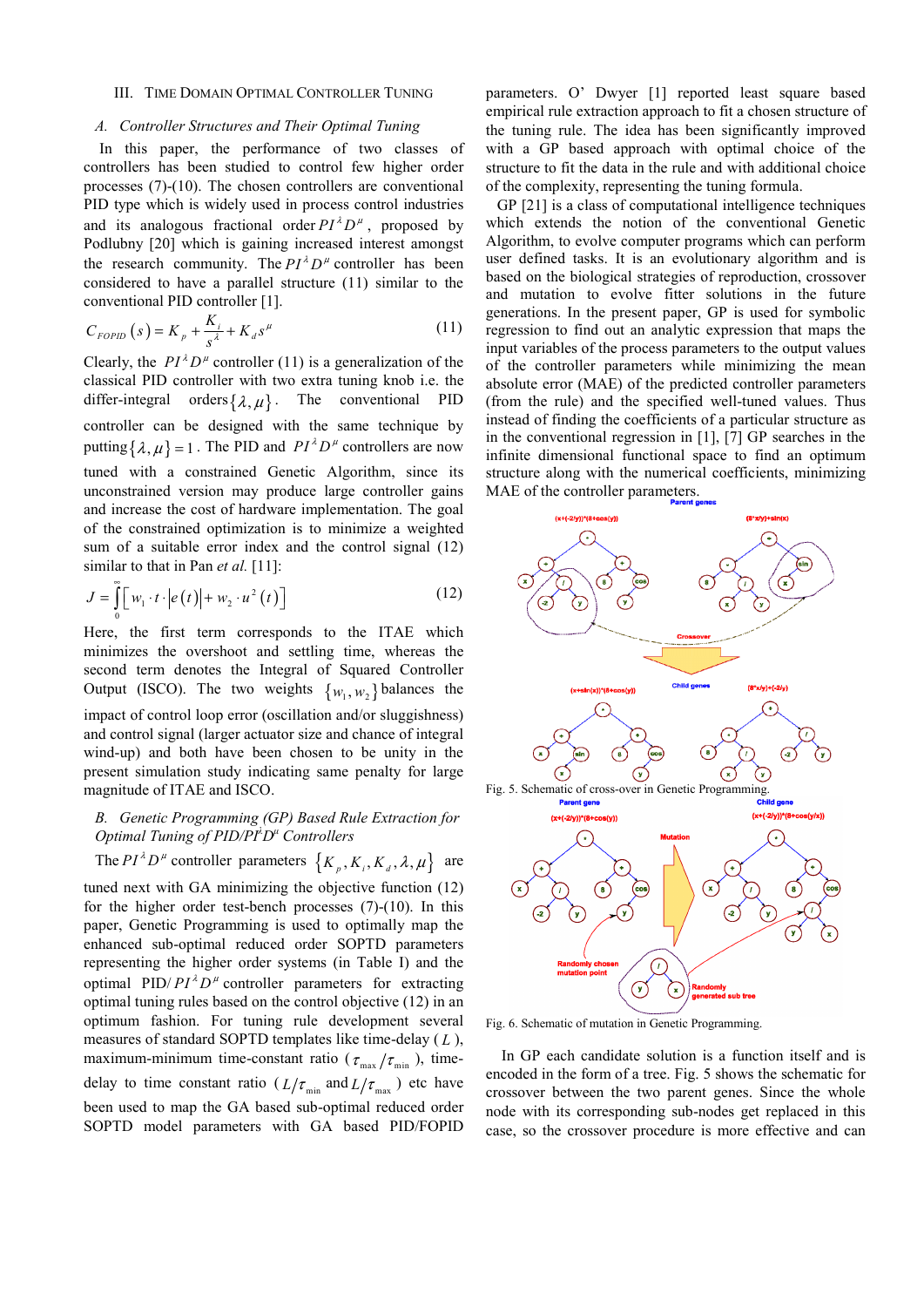## III. Time Domain Optimal Controller Tuning

### A. Controller Structures and Their Optimal Tuning

In this paper, the performance of two classes of controllers has been studied to control few higher order processes (7)-(10). The chosen controllers are conventional PID type which is widely used in process control industries and its analogous fractional order $PI^{\lambda}D^{\mu}$, proposed by Podlubny [20] which is gaining increased interest amongst the research community. The $PI^{\lambda}D^{\mu}$ controller has been considered to have a parallel structure (11) similar to the conventional PID controller [1].

$$C_{FOPID}(s) = K_p + \frac{K_i}{s^{\lambda}} + K_d s^{\mu} \tag{11}$$

Clearly, the $PI^{\lambda}D^{\mu}$ controller (11) is a generalization of the classical PID controller with two extra tuning knob i.e. the differ-integral orders $\{\lambda, \mu\}$. The conventional PID controller can be designed with the same technique by putting $\{\lambda, \mu\} = 1$. The PID and $PI^{\lambda}D^{\mu}$ controllers are now tuned with a constrained Genetic Algorithm, since its unconstrained version may produce large controller gains and increase the cost of hardware implementation. The goal of the constrained optimization is to minimize a weighted sum of a suitable error index and the control signal (12) similar to that in Pan *et al.* [11]:

$$J = \int_0^{\infty} \left[ w_1 \cdot t \cdot |e(t)| + w_2 \cdot u^2(t) \right] \tag{12}$$

Here, the first term corresponds to the ITAE which minimizes the overshoot and settling time, whereas the second term denotes the Integral of Squared Controller Output (ISCO). The two weights $\{w_1, w_2\}$ balances the impact of control loop error (oscillation and/or sluggishness) and control signal (larger actuator size and chance of integral wind-up) and both have been chosen to be unity in the present simulation study indicating same penalty for large magnitude of ITAE and ISCO.

### B. Genetic Programming (GP) Based Rule Extraction for Optimal Tuning of PID/$PI^{\lambda}D^{\mu}$ Controllers

The $PI^{\lambda}D^{\mu}$ controller parameters $\{K_p, K_i, K_d, \lambda, \mu\}$ are tuned next with GA minimizing the objective function (12) for the higher order test-bench processes (7)-(10). In this paper, Genetic Programming is used to optimally map the enhanced sub-optimal reduced order SOPTD parameters representing the higher order systems (in Table I) and the optimal PID/$PI^{\lambda}D^{\mu}$ controller parameters for extracting optimal tuning rules based on the control objective (12) in an optimum fashion. For tuning rule development several measures of standard SOPTD templates like time-delay ($L$), maximum-minimum time-constant ratio ($\tau_{\max}/\tau_{\min}$), time-delay to time constant ratio ($L/\tau_{\min}$ and $L/\tau_{\max}$) etc have been used to map the GA based sub-optimal reduced order SOPTD model parameters with GA based PID/FOPID parameters. O' Dwyer [1] reported least square based empirical rule extraction approach to fit a chosen structure of the tuning rule. The idea has been significantly improved with a GP based approach with optimal choice of the structure to fit the data in the rule and with additional choice of the complexity, representing the tuning formula.

GP [21] is a class of computational intelligence techniques which extends the notion of the conventional Genetic Algorithm, to evolve computer programs which can perform user defined tasks. It is an evolutionary algorithm and is based on the biological strategies of reproduction, crossover and mutation to evolve fitter solutions in the future generations. In the present paper, GP is used for symbolic regression to find out an analytic expression that maps the input variables of the process parameters to the output values of the controller parameters while minimizing the mean absolute error (MAE) of the predicted controller parameters (from the rule) and the specified well-tuned values. Thus instead of finding the coefficients of a particular structure as in the conventional regression in [1], [7] GP searches in the infinite dimensional functional space to find an optimum structure along with the numerical coefficients, minimizing MAE of the controller parameters.

Fig. 5. Schematic of cross-over in Genetic Programming.

Fig. 6. Schematic of mutation in Genetic Programming.

In GP each candidate solution is a function itself and is encoded in the form of a tree. Fig. 5 shows the schematic for crossover between the two parent genes. Since the whole node with its corresponding sub-nodes get replaced in this case, so the crossover procedure is more effective and can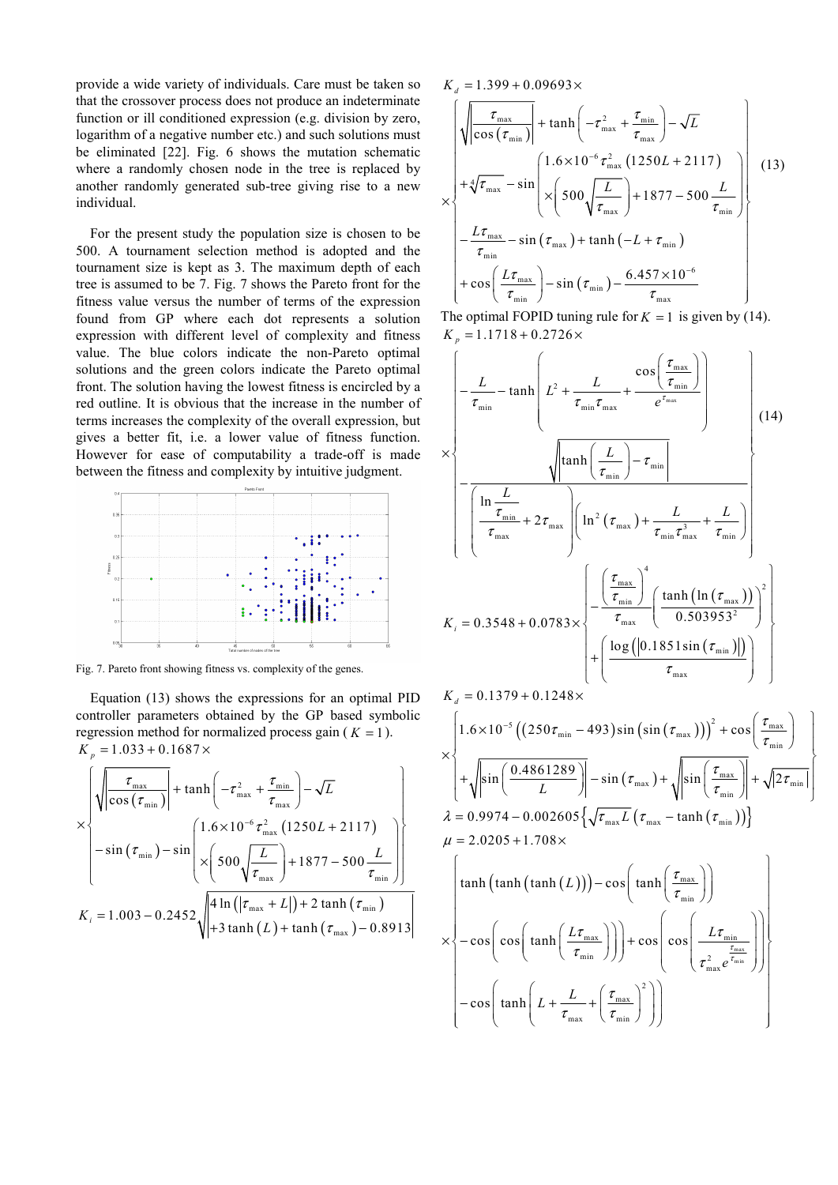provide a wide variety of individuals. Care must be taken so that the crossover process does not produce an indeterminate function or ill conditioned expression (e.g. division by zero, logarithm of a negative number etc.) and such solutions must be eliminated [22]. Fig. 6 shows the mutation schematic where a randomly chosen node in the tree is replaced by another randomly generated sub-tree giving rise to a new individual.

For the present study the population size is chosen to be 500. A tournament selection method is adopted and the tournament size is kept as 3. The maximum depth of each tree is assumed to be 7. Fig. 7 shows the Pareto front for the fitness value versus the number of terms of the expression found from GP where each dot represents a solution expression with different level of complexity and fitness value. The blue colors indicate the non-Pareto optimal solutions and the green colors indicate the Pareto optimal front. The solution having the lowest fitness is encircled by a red outline. It is obvious that the increase in the number of terms increases the complexity of the overall expression, but gives a better fit, i.e. a lower value of fitness function. However for ease of computability a trade-off is made between the fitness and complexity by intuitive judgment.

Fig. 7. Pareto front showing fitness vs. complexity of the genes.

Equation (13) shows the expressions for an optimal PID controller parameters obtained by the GP based symbolic regression method for normalized process gain ($K=1$).

$$
K_p = 1.033 + 0.1687 \times \left\{ \begin{array}{l} \sqrt{\left|\dfrac{\tau_{\max}}{\cos\left(\tau_{\min}\right)}\right|} + \tanh\left(-\tau_{\max}^2 + \dfrac{\tau_{\min}}{\tau_{\max}}\right) - \sqrt{L} \\ -\sin\left(\tau_{\min}\right) - \sin\left( \begin{array}{l} 1.6\times10^{-6}\tau_{\max}^2\left(1250L+2117\right) \\ \times\left(500\sqrt{\dfrac{L}{\tau_{\max}}}\right) + 1877 - 500\dfrac{L}{\tau_{\min}} \end{array} \right) \end{array} \right\}
$$

$$
K_i = 1.003 - 0.2452\sqrt{\begin{array}{l} \left|4\ln\left(\left|\tau_{\max}+L\right|\right) + 2\tanh\left(\tau_{\min}\right)\right. \\ \left. +3\tanh\left(L\right) + \tanh\left(\tau_{\max}\right) - 0.8913\right| \end{array}}
$$

$$
K_d = 1.399 + 0.09693 \times \left\{ \begin{array}{l} \sqrt{\left|\dfrac{\tau_{\max}}{\cos\left(\tau_{\min}\right)}\right|} + \tanh\left(-\tau_{\max}^2 + \dfrac{\tau_{\min}}{\tau_{\max}}\right) - \sqrt{L} \\ +\sqrt[4]{\tau_{\max}} - \sin\left( \begin{array}{l} 1.6\times10^{-6}\tau_{\max}^2\left(1250L+2117\right) \\ \times\left(500\sqrt{\dfrac{L}{\tau_{\max}}}\right) + 1877 - 500\dfrac{L}{\tau_{\min}} \end{array} \right) \\ -\dfrac{L\tau_{\max}}{\tau_{\min}} - \sin\left(\tau_{\max}\right) + \tanh\left(-L+\tau_{\min}\right) \\ +\cos\left(\dfrac{L\tau_{\max}}{\tau_{\min}}\right) - \sin\left(\tau_{\min}\right) - \dfrac{6.457\times10^{-6}}{\tau_{\max}} \end{array} \right\} \tag{13}
$$

The optimal FOPID tuning rule for $K=1$ is given by (14).

$$
K_p = 1.1718 + 0.2726 \times \left\{ \begin{array}{l} -\dfrac{L}{\tau_{\min}} - \tanh\left(L^2 + \dfrac{L}{\tau_{\min}\tau_{\max}} + \dfrac{\cos\left(\dfrac{\tau_{\max}}{\tau_{\min}}\right)}{e^{\tau_{\max}}}\right) \\ -\dfrac{\sqrt{\left|\tanh\left(\dfrac{L}{\tau_{\min}}\right) - \tau_{\min}\right|}}{\left(\dfrac{\ln\dfrac{L}{\tau_{\min}}}{\tau_{\max}} + 2\tau_{\max}\right)\left(\ln^2\left(\tau_{\max}\right) + \dfrac{L}{\tau_{\min}\tau_{\max}^3} + \dfrac{L}{\tau_{\min}}\right)} \end{array} \right\} \tag{14}
$$

$$
K_i = 0.3548 + 0.0783 \times \left\{ \begin{array}{l} -\dfrac{\left(\dfrac{\tau_{\max}}{\tau_{\min}}\right)^4}{\tau_{\max}}\left(\dfrac{\tanh\left(\ln\left(\tau_{\max}\right)\right)}{0.503953^2}\right)^2 \\ +\left(\dfrac{\log\left(\left|0.1851\sin\left(\tau_{\min}\right)\right|\right)}{\tau_{\max}}\right) \end{array} \right\}
$$

$$
K_d = 0.1379 + 0.1248 \times \left\{ \begin{array}{l} 1.6\times10^{-5}\left(\left(250\tau_{\min}-493\right)\sin\left(\sin\left(\tau_{\max}\right)\right)\right)^2 + \cos\left(\dfrac{\tau_{\max}}{\tau_{\min}}\right) \\ +\sqrt{\left|\sin\left(\dfrac{0.4861289}{L}\right)\right|} - \sin\left(\tau_{\max}\right) + \sqrt{\left|\sin\left(\dfrac{\tau_{\max}}{\tau_{\min}}\right)\right|} + \sqrt{\left|2\tau_{\min}\right|} \end{array} \right\}
$$

$$
\lambda = 0.9974 - 0.002605\left\{\sqrt{\tau_{\max}L}\left(\tau_{\max} - \tanh\left(\tau_{\min}\right)\right)\right\}
$$

$$
\mu = 2.0205 + 1.708 \times \left\{ \begin{array}{l} \tanh\left(\tanh\left(\tanh\left(L\right)\right)\right) - \cos\left(\tanh\left(\dfrac{\tau_{\max}}{\tau_{\min}}\right)\right) \\ -\cos\left(\cos\left(\tanh\left(\dfrac{L\tau_{\max}}{\tau_{\min}}\right)\right)\right) + \cos\left(\cos\left(\dfrac{L\tau_{\min}}{\tau_{\max}^2 e^{\frac{\tau_{\max}}{\tau_{\min}}}}\right)\right) \\ -\cos\left(\tanh\left(L + \dfrac{L}{\tau_{\max}} + \left(\dfrac{\tau_{\max}}{\tau_{\min}}\right)^2\right)\right) \end{array} \right\}
$$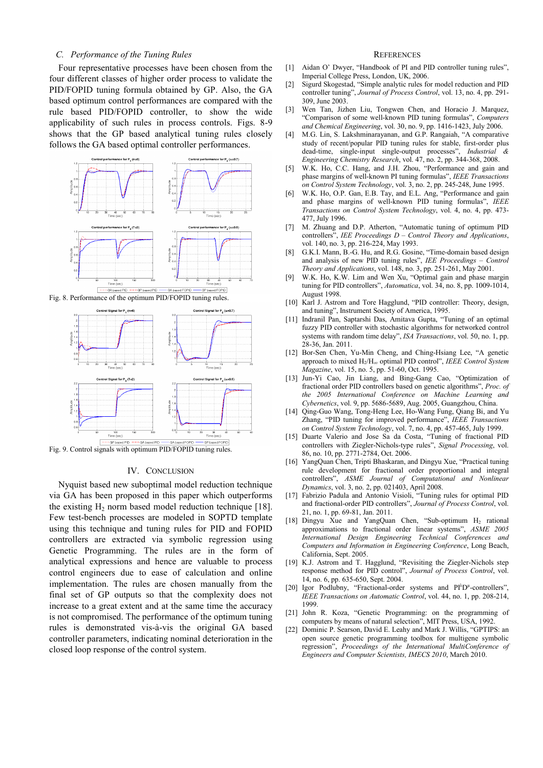### C. Performance of the Tuning Rules

Four representative processes have been chosen from the four different classes of higher order process to validate the PID/FOPID tuning formula obtained by GP. Also, the GA based optimum control performances are compared with the rule based PID/FOPID controller, to show the wide applicability of such rules in process controls. Figs. 8-9 shows that the GP based analytical tuning rules closely follows the GA based optimal controller performances.

Control performance for $P_1$ (n=6)
Control performance for $P_2$ (a=0.7)
Control performance for $P_3$ (T=2)
Control performance for $P_4$ (a=0.5)
Amplitude
Time (sec)
GA based PID — GP based PID — GA based FOPID — GP based FOPID

Fig. 8. Performance of the optimum PID/FOPID tuning rules.

Control Signal for $P_1$ (n=6)
Control Signal for $P_2$ (a=0.7)
Control Signal for $P_3$ (T=2)
Control Signal for $P_4$ (a=0.5)
Amplitude
Time (sec)
GP based PID — GA based PID — GA based FOPID — GP based FOPID

Fig. 9. Control signals with optimum PID/FOPID tuning rules.

## IV. Conclusion

Nyquist based new suboptimal model reduction technique via GA has been proposed in this paper which outperforms the existing $H_2$ norm based model reduction technique [18]. Few test-bench processes are modeled in SOPTD template using this technique and tuning rules for PID and FOPID controllers are extracted via symbolic regression using Genetic Programming. The rules are in the form of analytical expressions and hence are valuable to process control engineers due to ease of calculation and online implementation. The rules are chosen manually from the final set of GP outputs so that the complexity does not increase to a great extent and at the same time the accuracy is not compromised. The performance of the optimum tuning rules is demonstrated vis-à-vis the original GA based controller parameters, indicating nominal deterioration in the closed loop response of the control system.

## References

[1] Aidan O' Dwyer, "Handbook of PI and PID controller tuning rules", Imperial College Press, London, UK, 2006.

[2] Sigurd Skogestad, "Simple analytic rules for model reduction and PID controller tuning", *Journal of Process Control*, vol. 13, no. 4, pp. 291-309, June 2003.

[3] Wen Tan, Jizhen Liu, Tongwen Chen, and Horacio J. Marquez, "Comparison of some well-known PID tuning formulas", *Computers and Chemical Engineering*, vol. 30, no. 9, pp. 1416-1423, July 2006.

[4] M.G. Lin, S. Lakshminarayanan, and G.P. Rangaiah, "A comparative study of recent/popular PID tuning rules for stable, first-order plus dead-time, single-input single-output processes", *Industrial & Engineering Chemistry Research*, vol. 47, no. 2, pp. 344-368, 2008.

[5] W.K. Ho, C.C. Hang, and J.H. Zhou, "Performance and gain and phase margins of well-known PI tuning formulas", *IEEE Transactions on Control System Technology*, vol. 3, no. 2, pp. 245-248, June 1995.

[6] W.K. Ho, O.P. Gan, E.B. Tay, and E.L. Ang, "Performance and gain and phase margins of well-known PID tuning formulas", *IEEE Transactions on Control System Technology*, vol. 4, no. 4, pp. 473-477, July 1996.

[7] M. Zhuang and D.P. Atherton, "Automatic tuning of optimum PID controllers", *IEE Proceedings D – Control Theory and Applications*, vol. 140, no. 3, pp. 216-224, May 1993.

[8] G.K.I. Mann, B.-G. Hu, and R.G. Gosine, "Time-domain based design and analysis of new PID tuning rules", *IEE Proceedings – Control Theory and Applications*, vol. 148, no. 3, pp. 251-261, May 2001.

[9] W.K. Ho, K.W. Lim and Wen Xu, "Optimal gain and phase margin tuning for PID controllers", *Automatica*, vol. 34, no. 8, pp. 1009-1014, August 1998.

[10] Karl J. Astrom and Tore Hagglund, "PID controller: Theory, design, and tuning", Instrument Society of America, 1995.

[11] Indranil Pan, Saptarshi Das, Amitava Gupta, "Tuning of an optimal fuzzy PID controller with stochastic algorithms for networked control systems with random time delay", *ISA Transactions*, vol. 50, no. 1, pp. 28-36, Jan. 2011.

[12] Bor-Sen Chen, Yu-Min Cheng, and Ching-Hsiang Lee, "A genetic approach to mixed $H_2/H_\infty$ optimal PID control", *IEEE Control System Magazine*, vol. 15, no. 5, pp. 51-60, Oct. 1995.

[13] Jun-Yi Cao, Jin Liang, and Bing-Gang Cao, "Optimization of fractional order PID controllers based on genetic algorithms", *Proc. of the 2005 International Conference on Machine Learning and Cybernetics*, vol. 9, pp. 5686-5689, Aug. 2005, Guangzhou, China.

[14] Qing-Guo Wang, Tong-Heng Lee, Ho-Wang Fung, Qiang Bi, and Yu Zhang, "PID tuning for improved performance", *IEEE Transactions on Control System Technology*, vol. 7, no. 4, pp. 457-465, July 1999.

[15] Duarte Valerio and Jose Sa da Costa, "Tuning of fractional PID controllers with Ziegler-Nichols-type rules", *Signal Processing*, vol. 86, no. 10, pp. 2771-2784, Oct. 2006.

[16] YangQuan Chen, Tripti Bhaskaran, and Dingyu Xue, "Practical tuning rule development for fractional order proportional and integral controllers", *ASME Journal of Computational and Nonlinear Dynamics*, vol. 3, no. 2, pp. 021403, April 2008.

[17] Fabrizio Padula and Antonio Visioli, "Tuning rules for optimal PID and fractional-order PID controllers", *Journal of Process Control*, vol. 21, no. 1, pp. 69-81, Jan. 2011.

[18] Dingyu Xue and YangQuan Chen, "Sub-optimum $H_2$ rational approximations to fractional order linear systems", *ASME 2005 International Design Engineering Technical Conferences and Computers and Information in Engineering Conference*, Long Beach, California, Sept. 2005.

[19] K.J. Astrom and T. Hagglund, "Revisiting the Ziegler-Nichols step response method for PID control", *Journal of Process Control*, vol. 14, no. 6, pp. 635-650, Sept. 2004.

[20] Igor Podlubny, "Fractional-order systems and $PI^\lambda D^\mu$-controllers", *IEEE Transactions on Automatic Control*, vol. 44, no. 1, pp. 208-214, 1999.

[21] John R. Koza, "Genetic Programming: on the programming of computers by means of natural selection", MIT Press, USA, 1992.

[22] Dominic P. Searson, David E. Leahy and Mark J. Willis, "GPTIPS: an open source genetic programming toolbox for multigene symbolic regression", *Proceedings of the International MultiConference of Engineers and Computer Scientists, IMECS 2010*, March 2010.